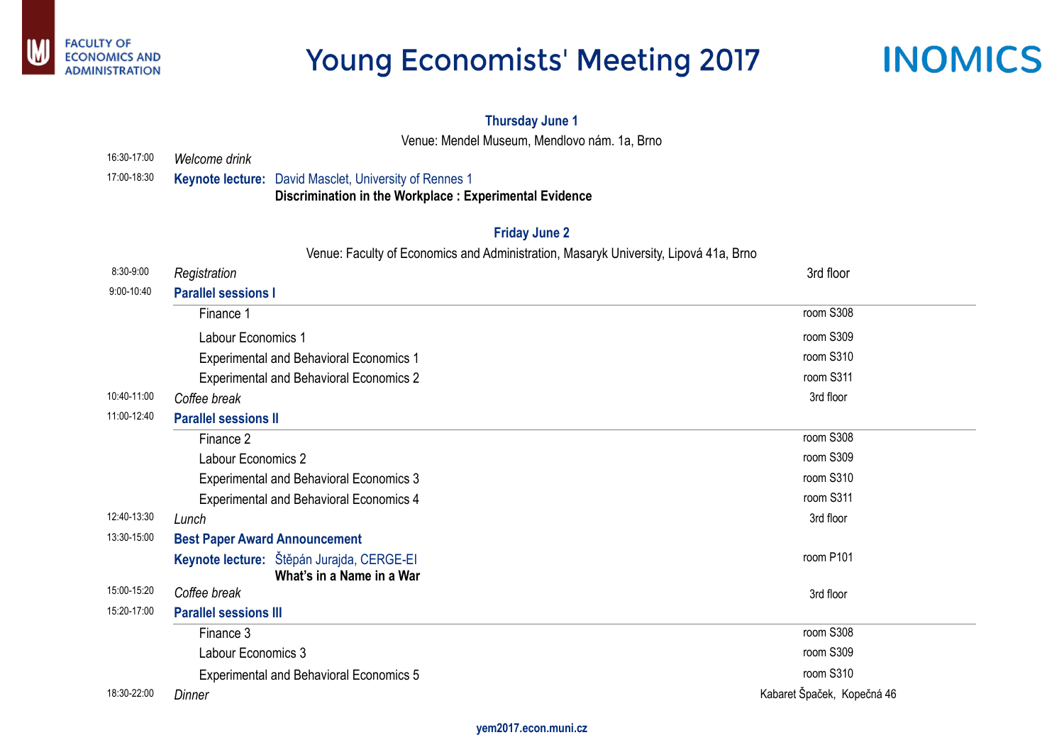FACULTY OF ECONOMICS AND ADMINISTRATION

# Young Economists' Meeting 2017

INOMICS

## Thursday June 1

Venue: Mendel Museum, Mendlovo nám. 1a, Brno

| Time | Event | Location |
|---|---|---|
| 16:30-17:00 | *Welcome drink* | |
| 17:00-18:30 | **Keynote lecture:** David Masclet, University of Rennes 1<br>**Discrimination in the Workplace : Experimental Evidence** | |

## Friday June 2

Venue: Faculty of Economics and Administration, Masaryk University, Lipová 41a, Brno

| Time | Event | Location |
|---|---|---|
| 8:30-9:00 | *Registration* | 3rd floor |
| 9:00-10:40 | **Parallel sessions I** | |
| | Finance 1 | room S308 |
| | Labour Economics 1 | room S309 |
| | Experimental and Behavioral Economics 1 | room S310 |
| | Experimental and Behavioral Economics 2 | room S311 |
| 10:40-11:00 | *Coffee break* | 3rd floor |
| 11:00-12:40 | **Parallel sessions II** | |
| | Finance 2 | room S308 |
| | Labour Economics 2 | room S309 |
| | Experimental and Behavioral Economics 3 | room S310 |
| | Experimental and Behavioral Economics 4 | room S311 |
| 12:40-13:30 | *Lunch* | 3rd floor |
| 13:30-15:00 | **Best Paper Award Announcement** | |
| | **Keynote lecture:** Štěpán Jurajda, CERGE-EI<br>**What's in a Name in a War** | room P101 |
| 15:00-15:20 | *Coffee break* | 3rd floor |
| 15:20-17:00 | **Parallel sessions III** | |
| | Finance 3 | room S308 |
| | Labour Economics 3 | room S309 |
| | Experimental and Behavioral Economics 5 | room S310 |
| 18:30-22:00 | *Dinner* | Kabaret Špaček, Kopečná 46 |

yem2017.econ.muni.cz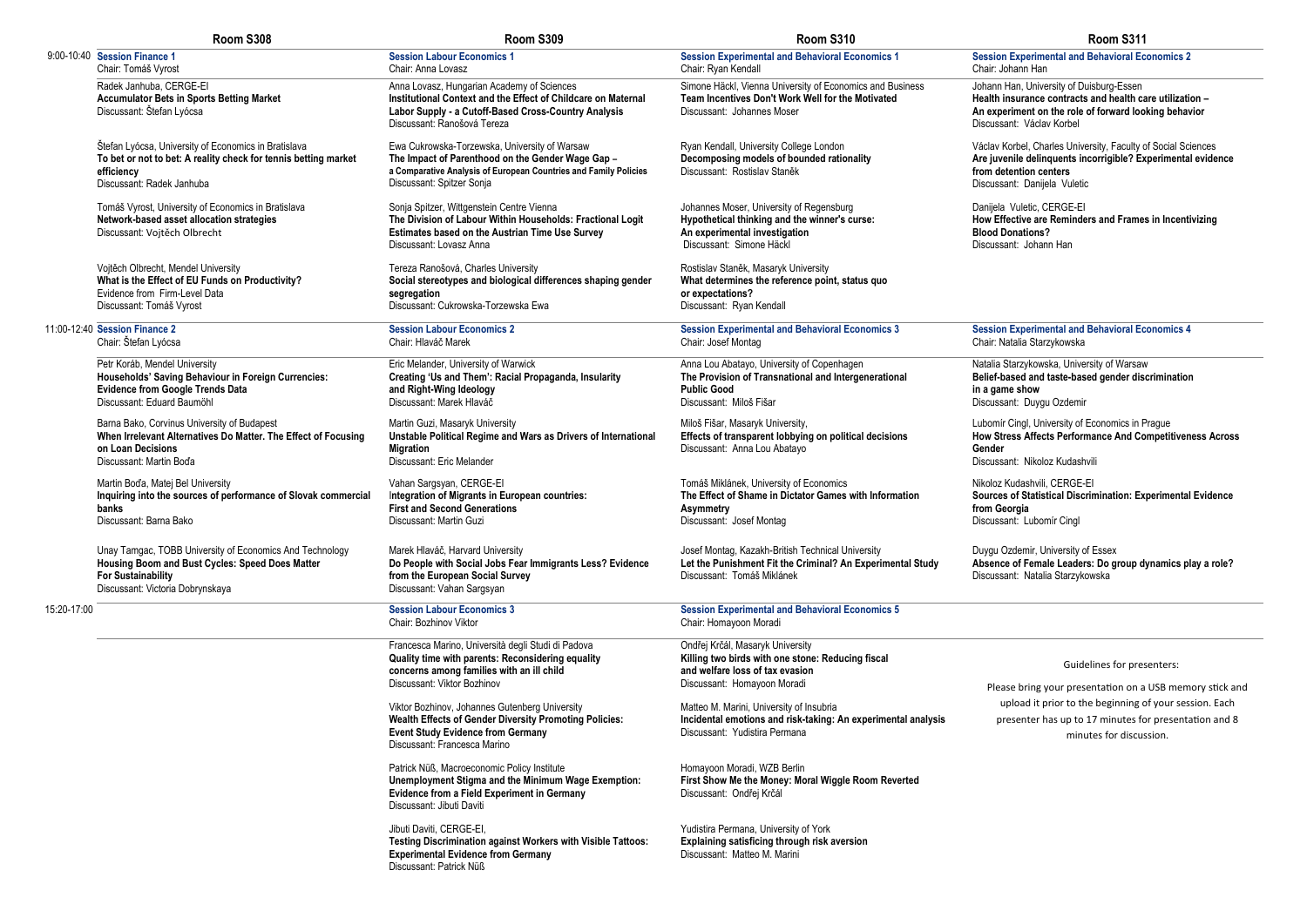| | Room S308 | Room S309 | Room S310 | Room S311 |
|---|---|---|---|---|
| 9:00-10:40 | **Session Finance 1**<br>Chair: Tomáš Vyrost | **Session Labour Economics 1**<br>Chair: Anna Lovasz | **Session Experimental and Behavioral Economics 1**<br>Chair: Ryan Kendall | **Session Experimental and Behavioral Economics 2**<br>Chair: Johann Han |
| | Radek Janhuba, CERGE-EI<br>**Accumulator Bets in Sports Betting Market**<br>Discussant: Štefan Lyócsa | Anna Lovasz, Hungarian Academy of Sciences<br>**Institutional Context and the Effect of Childcare on Maternal Labor Supply - a Cutoff-Based Cross-Country Analysis**<br>Discussant: Ranošová Tereza | Simone Häckl, Vienna University of Economics and Business<br>**Team Incentives Don't Work Well for the Motivated**<br>Discussant: Johannes Moser | Johann Han, University of Duisburg-Essen<br>**Health insurance contracts and health care utilization – An experiment on the role of forward looking behavior**<br>Discussant: Václav Korbel |
| | Štefan Lyócsa, University of Economics in Bratislava<br>**To bet or not to bet: A reality check for tennis betting market efficiency**<br>Discussant: Radek Janhuba | Ewa Cukrowska-Torzewska, University of Warsaw<br>**The Impact of Parenthood on the Gender Wage Gap – a Comparative Analysis of European Countries and Family Policies**<br>Discussant: Spitzer Sonja | Ryan Kendall, University College London<br>**Decomposing models of bounded rationality**<br>Discussant: Rostislav Staněk | Václav Korbel, Charles University, Faculty of Social Sciences<br>**Are juvenile delinquents incorrigible? Experimental evidence from detention centers**<br>Discussant: Danijela Vuletic |
| | Tomáš Vyrost, University of Economics in Bratislava<br>**Network-based asset allocation strategies**<br>Discussant: Vojtěch Olbrecht | Sonja Spitzer, Wittgenstein Centre Vienna<br>**The Division of Labour Within Households: Fractional Logit Estimates based on the Austrian Time Use Survey**<br>Discussant: Lovasz Anna | Johannes Moser, University of Regensburg<br>**Hypothetical thinking and the winner's curse: An experimental investigation**<br>Discussant: Simone Häckl | Danijela Vuletic, CERGE-EI<br>**How Effective are Reminders and Frames in Incentivizing Blood Donations?**<br>Discussant: Johann Han |
| | Vojtěch Olbrecht, Mendel University<br>**What is the Effect of EU Funds on Productivity?**<br>Evidence from Firm-Level Data<br>Discussant: Tomáš Vyrost | Tereza Ranošová, Charles University<br>**Social stereotypes and biological differences shaping gender segregation**<br>Discussant: Cukrowska-Torzewska Ewa | Rostislav Staněk, Masaryk University<br>**What determines the reference point, status quo or expectations?**<br>Discussant: Ryan Kendall | |
| 11:00-12:40 | **Session Finance 2**<br>Chair: Štefan Lyócsa | **Session Labour Economics 2**<br>Chair: Hlaváč Marek | **Session Experimental and Behavioral Economics 3**<br>Chair: Josef Montag | **Session Experimental and Behavioral Economics 4**<br>Chair: Natalia Starzykowska |
| | Petr Koráb, Mendel University<br>**Households' Saving Behaviour in Foreign Currencies: Evidence from Google Trends Data**<br>Discussant: Eduard Baumöhl | Eric Melander, University of Warwick<br>**Creating 'Us and Them': Racial Propaganda, Insularity and Right-Wing Ideology**<br>Discussant: Marek Hlaváč | Anna Lou Abatayo, University of Copenhagen<br>**The Provision of Transnational and Intergenerational Public Good**<br>Discussant: Miloš Fišar | Natalia Starzykowska, University of Warsaw<br>**Belief-based and taste-based gender discrimination in a game show**<br>Discussant: Duygu Ozdemir |
| | Barna Bako, Corvinus University of Budapest<br>**When Irrelevant Alternatives Do Matter. The Effect of Focusing on Loan Decisions**<br>Discussant: Martin Boďa | Martin Guzi, Masaryk University<br>**Unstable Political Regime and Wars as Drivers of International Migration**<br>Discussant: Eric Melander | Miloš Fišar, Masaryk University,<br>**Effects of transparent lobbying on political decisions**<br>Discussant: Anna Lou Abatayo | Lubomír Cingl, University of Economics in Prague<br>**How Stress Affects Performance And Competitiveness Across Gender**<br>Discussant: Nikoloz Kudashvili |
| | Martin Boďa, Matej Bel University<br>**Inquiring into the sources of performance of Slovak commercial banks**<br>Discussant: Barna Bako | Vahan Sargsyan, CERGE-EI<br>**Integration of Migrants in European countries: First and Second Generations**<br>Discussant: Martin Guzi | Tomáš Miklánek, University of Economics<br>**The Effect of Shame in Dictator Games with Information Asymmetry**<br>Discussant: Josef Montag | Nikoloz Kudashvili, CERGE-EI<br>**Sources of Statistical Discrimination: Experimental Evidence from Georgia**<br>Discussant: Lubomír Cingl |
| | Unay Tamgac, TOBB University of Economics And Technology<br>**Housing Boom and Bust Cycles: Speed Does Matter For Sustainability**<br>Discussant: Victoria Dobrynskaya | Marek Hlaváč, Harvard University<br>**Do People with Social Jobs Fear Immigrants Less? Evidence from the European Social Survey**<br>Discussant: Vahan Sargsyan | Josef Montag, Kazakh-British Technical University<br>**Let the Punishment Fit the Criminal? An Experimental Study**<br>Discussant: Tomáš Miklánek | Duygu Ozdemir, University of Essex<br>**Absence of Female Leaders: Do group dynamics play a role?**<br>Discussant: Natalia Starzykowska |
| 15:20-17:00 | | **Session Labour Economics 3**<br>Chair: Bozhinov Viktor | **Session Experimental and Behavioral Economics 5**<br>Chair: Homayoon Moradi | |
| | | Francesca Marino, Università degli Studi di Padova<br>**Quality time with parents: Reconsidering equality concerns among families with an ill child**<br>Discussant: Viktor Bozhinov | Ondřej Krčál, Masaryk University<br>**Killing two birds with one stone: Reducing fiscal and welfare loss of tax evasion**<br>Discussant: Homayoon Moradi | |
| | | Viktor Bozhinov, Johannes Gutenberg University<br>**Wealth Effects of Gender Diversity Promoting Policies: Event Study Evidence from Germany**<br>Discussant: Francesca Marino | Matteo M. Marini, University of Insubria<br>**Incidental emotions and risk-taking: An experimental analysis**<br>Discussant: Yudistira Permana | |
| | | Patrick Nüß, Macroeconomic Policy Institute<br>**Unemployment Stigma and the Minimum Wage Exemption: Evidence from a Field Experiment in Germany**<br>Discussant: Jibuti Daviti | Homayoon Moradi, WZB Berlin<br>**First Show Me the Money: Moral Wiggle Room Reverted**<br>Discussant: Ondřej Krčál | |
| | | Jibuti Daviti, CERGE-EI,<br>**Testing Discrimination against Workers with Visible Tattoos: Experimental Evidence from Germany**<br>Discussant: Patrick Nüß | Yudistira Permana, University of York<br>**Explaining satisficing through risk aversion**<br>Discussant: Matteo M. Marini | |

Guidelines for presenters:

Please bring your presentation on a USB memory stick and upload it prior to the beginning of your session. Each presenter has up to 17 minutes for presentation and 8 minutes for discussion.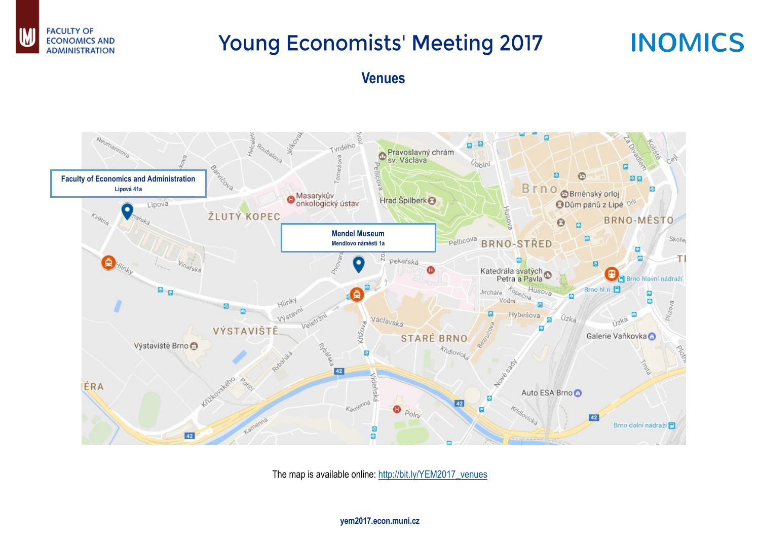FACULTY OF ECONOMICS AND ADMINISTRATION

# Young Economists' Meeting 2017

INOMICS

## Venues

**Faculty of Economics and Administration**
Lipová 41a

**Mendel Museum**
Mendlovo náměstí 1a

The map is available online: http://bit.ly/YEM2017_venues

**yem2017.econ.muni.cz**